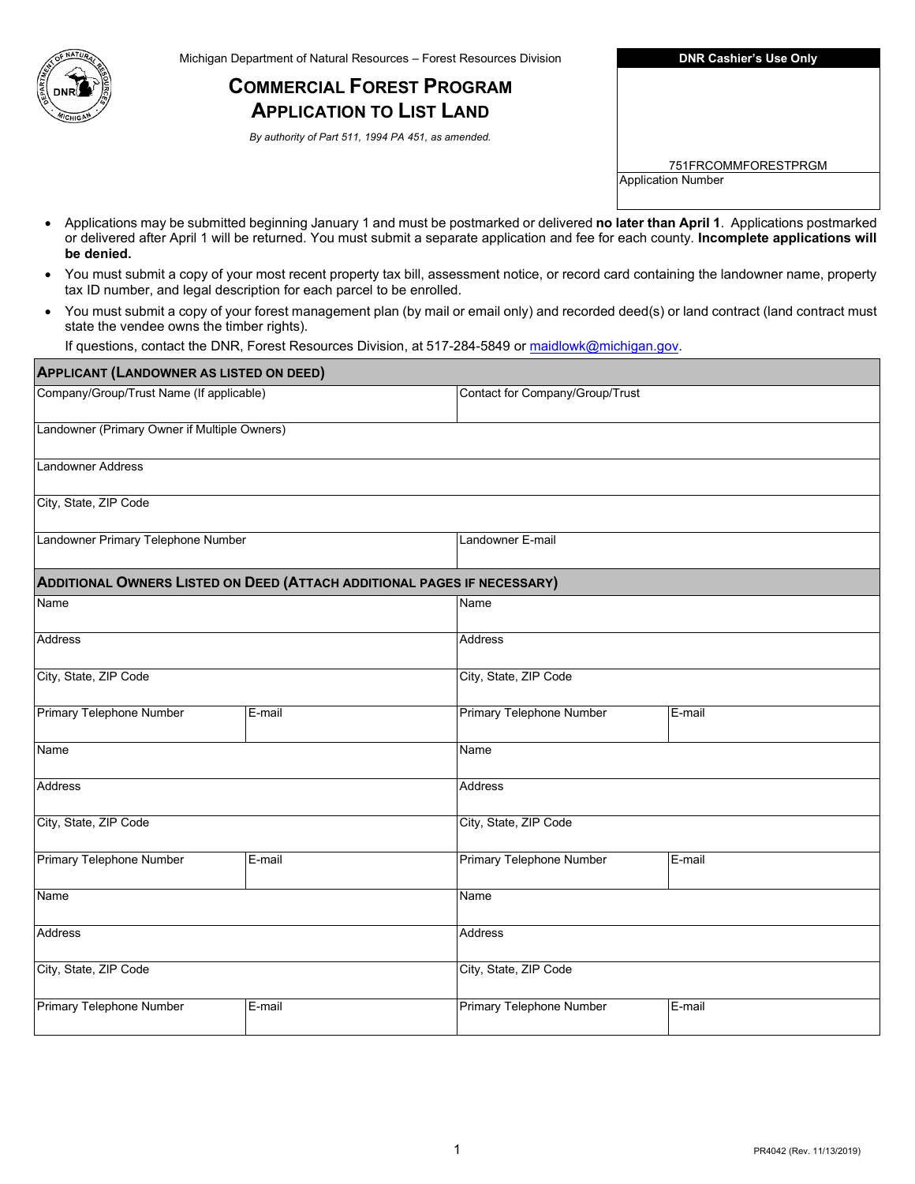Michigan Department of Natural Resources – Forest Resources Division

# COMMERCIAL FOREST PROGRAM APPLICATION TO LIST LAND

*By authority of Part 511, 1994 PA 451, as amended.*

| DNR Cashier's Use Only |
|---|
| 751FRCOMMFORESTPRGM |
| Application Number |

- Applications may be submitted beginning January 1 and must be postmarked or delivered **no later than April 1**. Applications postmarked or delivered after April 1 will be returned. You must submit a separate application and fee for each county. **Incomplete applications will be denied.**
- You must submit a copy of your most recent property tax bill, assessment notice, or record card containing the landowner name, property tax ID number, and legal description for each parcel to be enrolled.
- You must submit a copy of your forest management plan (by mail or email only) and recorded deed(s) or land contract (land contract must state the vendee owns the timber rights).

  If questions, contact the DNR, Forest Resources Division, at 517-284-5849 or maidlowk@michigan.gov.

| APPLICANT (LANDOWNER AS LISTED ON DEED) | |
|---|---|
| Company/Group/Trust Name (If applicable) | Contact for Company/Group/Trust |
| Landowner (Primary Owner if Multiple Owners) | |
| Landowner Address | |
| City, State, ZIP Code | |
| Landowner Primary Telephone Number | Landowner E-mail |

| ADDITIONAL OWNERS LISTED ON DEED (ATTACH ADDITIONAL PAGES IF NECESSARY) | | | |
|---|---|---|---|
| Name | | Name | |
| Address | | Address | |
| City, State, ZIP Code | | City, State, ZIP Code | |
| Primary Telephone Number | E-mail | Primary Telephone Number | E-mail |
| Name | | Name | |
| Address | | Address | |
| City, State, ZIP Code | | City, State, ZIP Code | |
| Primary Telephone Number | E-mail | Primary Telephone Number | E-mail |
| Name | | Name | |
| Address | | Address | |
| City, State, ZIP Code | | City, State, ZIP Code | |
| Primary Telephone Number | E-mail | Primary Telephone Number | E-mail |

PR4042 (Rev. 11/13/2019)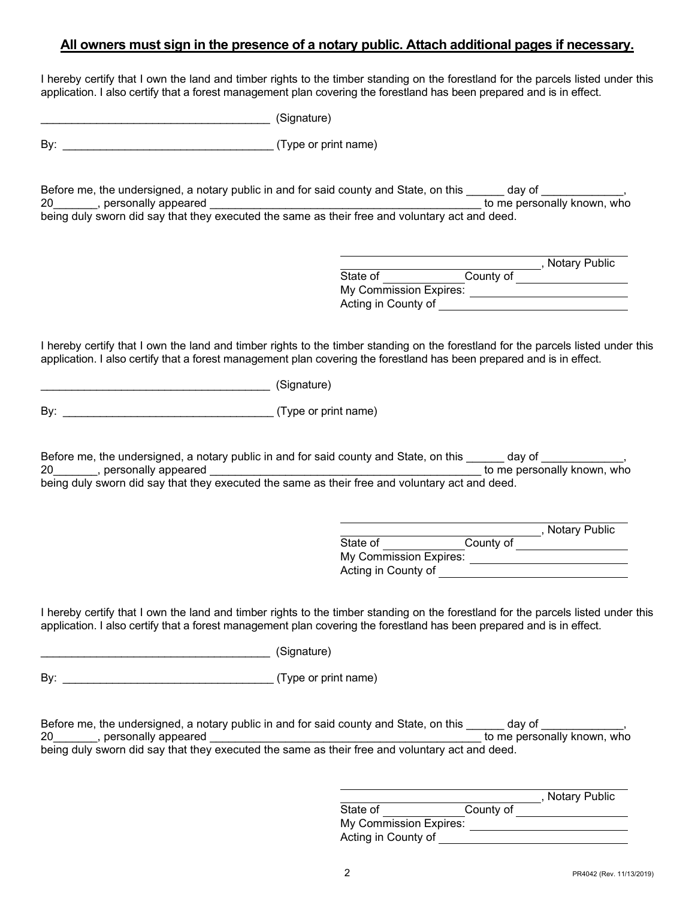**<u>All owners must sign in the presence of a notary public. Attach additional pages if necessary.</u>**

I hereby certify that I own the land and timber rights to the timber standing on the forestland for the parcels listed under this application. I also certify that a forest management plan covering the forestland has been prepared and is in effect.

_____________________________________ (Signature)

By: _________________________________ (Type or print name)

Before me, the undersigned, a notary public in and for said county and State, on this ______ day of _____________, 20_______, personally appeared ____________________________________________ to me personally known, who being duly sworn did say that they executed the same as their free and voluntary act and deed.

_________________________________, Notary Public
State of _____________ County of _________________
My Commission Expires: _______________________
Acting in County of ____________________________

I hereby certify that I own the land and timber rights to the timber standing on the forestland for the parcels listed under this application. I also certify that a forest management plan covering the forestland has been prepared and is in effect.

_____________________________________ (Signature)

By: _________________________________ (Type or print name)

Before me, the undersigned, a notary public in and for said county and State, on this ______ day of _____________, 20_______, personally appeared ____________________________________________ to me personally known, who being duly sworn did say that they executed the same as their free and voluntary act and deed.

_________________________________, Notary Public
State of _____________ County of _________________
My Commission Expires: _______________________
Acting in County of ____________________________

I hereby certify that I own the land and timber rights to the timber standing on the forestland for the parcels listed under this application. I also certify that a forest management plan covering the forestland has been prepared and is in effect.

_____________________________________ (Signature)

By: _________________________________ (Type or print name)

Before me, the undersigned, a notary public in and for said county and State, on this ______ day of _____________, 20_______, personally appeared ____________________________________________ to me personally known, who being duly sworn did say that they executed the same as their free and voluntary act and deed.

_________________________________, Notary Public
State of _____________ County of _________________
My Commission Expires: _______________________
Acting in County of ____________________________

PR4042 (Rev. 11/13/2019)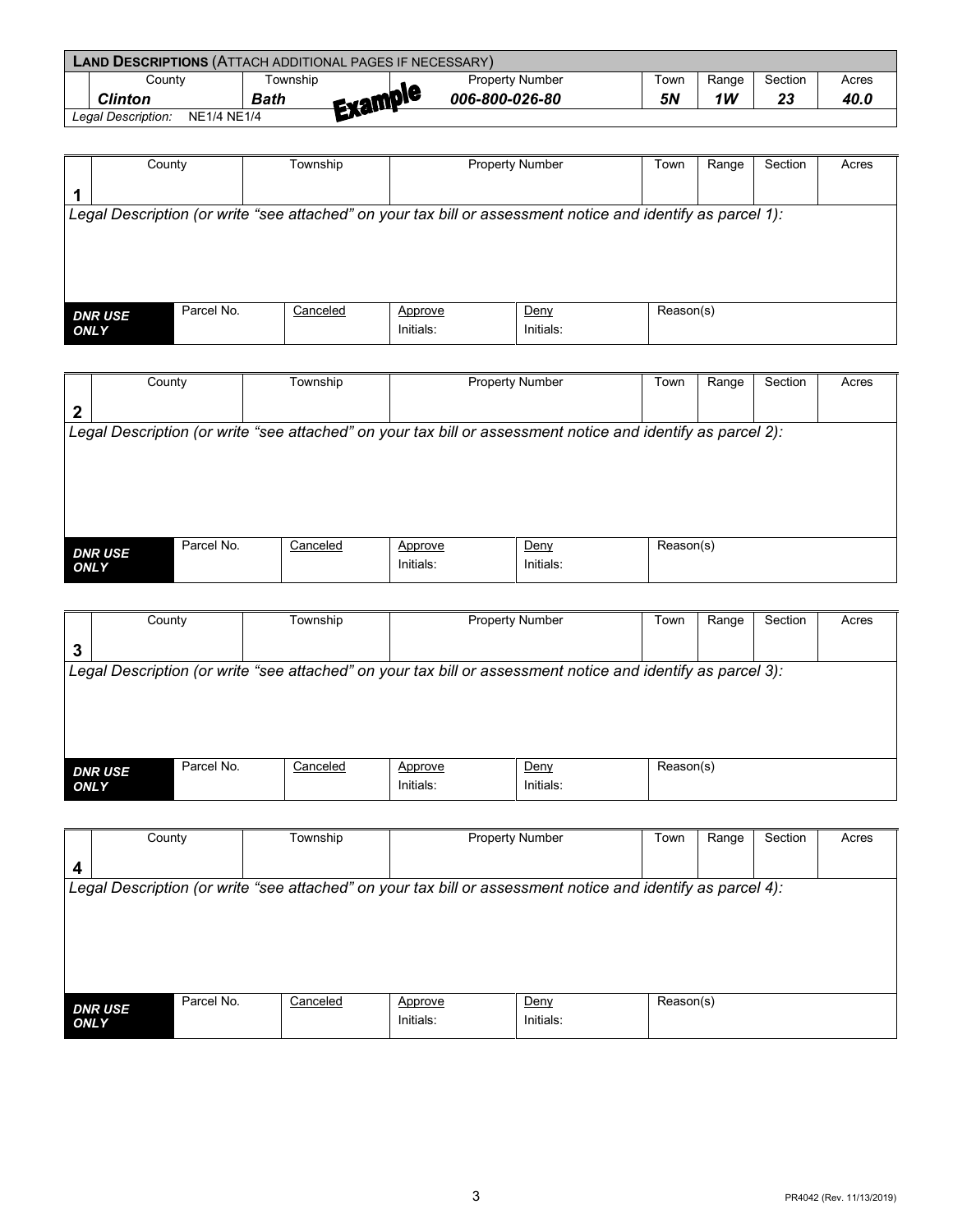**LAND DESCRIPTIONS** (ATTACH ADDITIONAL PAGES IF NECESSARY)

| | County | Township | | Property Number | Town | Range | Section | Acres |
|---|---|---|---|---|---|---|---|---|
| | ***Clinton*** | ***Bath*** | **Example** | ***006-800-026-80*** | ***5N*** | ***1W*** | ***23*** | ***40.0*** |

*Legal Description:* NE1/4 NE1/4

| | County | Township | Property Number | Town | Range | Section | Acres |
|---|---|---|---|---|---|---|---|
| **1** | | | | | | | |

*Legal Description (or write "see attached" on your tax bill or assessment notice and identify as parcel 1):*

| ***DNR USE ONLY*** | Parcel No. | Canceled | Approve Initials: | Deny Initials: | Reason(s) |
|---|---|---|---|---|---|

| | County | Township | Property Number | Town | Range | Section | Acres |
|---|---|---|---|---|---|---|---|
| **2** | | | | | | | |

*Legal Description (or write "see attached" on your tax bill or assessment notice and identify as parcel 2):*

| ***DNR USE ONLY*** | Parcel No. | Canceled | Approve Initials: | Deny Initials: | Reason(s) |
|---|---|---|---|---|---|

| | County | Township | Property Number | Town | Range | Section | Acres |
|---|---|---|---|---|---|---|---|
| **3** | | | | | | | |

*Legal Description (or write "see attached" on your tax bill or assessment notice and identify as parcel 3):*

| ***DNR USE ONLY*** | Parcel No. | Canceled | Approve Initials: | Deny Initials: | Reason(s) |
|---|---|---|---|---|---|

| | County | Township | Property Number | Town | Range | Section | Acres |
|---|---|---|---|---|---|---|---|
| **4** | | | | | | | |

*Legal Description (or write "see attached" on your tax bill or assessment notice and identify as parcel 4):*

| ***DNR USE ONLY*** | Parcel No. | Canceled | Approve Initials: | Deny Initials: | Reason(s) |
|---|---|---|---|---|---|

PR4042 (Rev. 11/13/2019)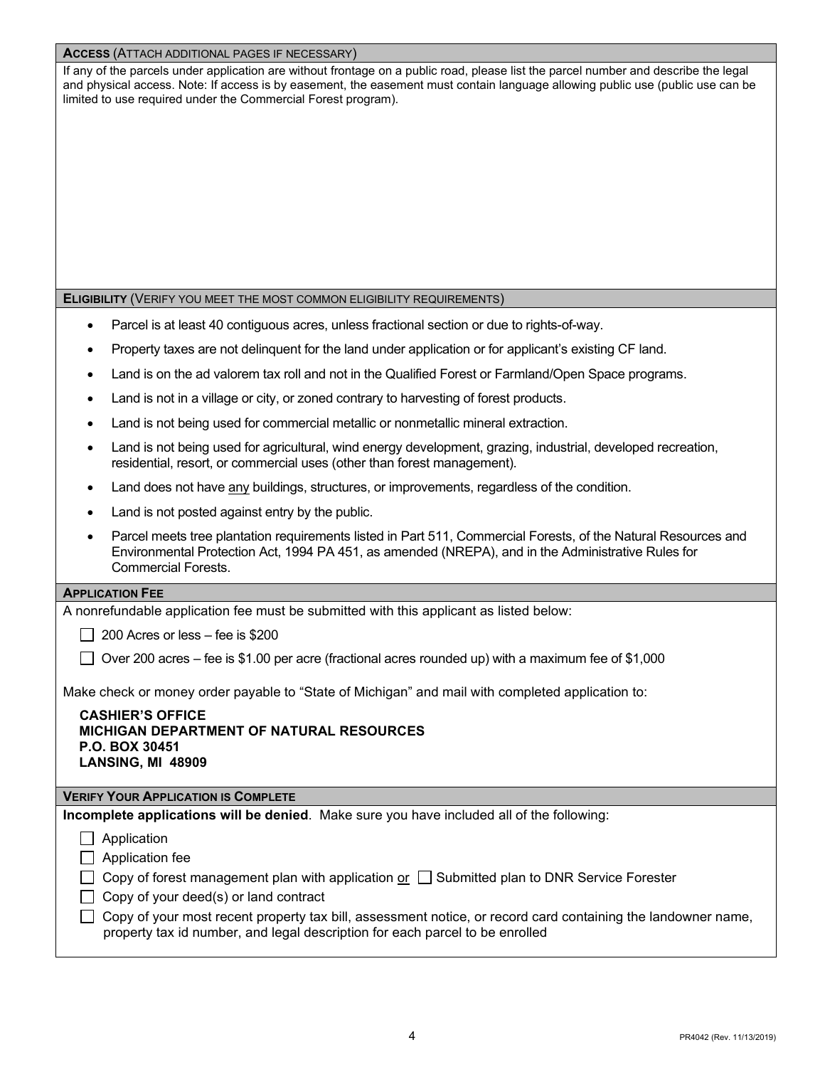## Access (Attach additional pages if necessary)

If any of the parcels under application are without frontage on a public road, please list the parcel number and describe the legal and physical access. Note: If access is by easement, the easement must contain language allowing public use (public use can be limited to use required under the Commercial Forest program).

## Eligibility (Verify you meet the most common eligibility requirements)

- Parcel is at least 40 contiguous acres, unless fractional section or due to rights-of-way.
- Property taxes are not delinquent for the land under application or for applicant's existing CF land.
- Land is on the ad valorem tax roll and not in the Qualified Forest or Farmland/Open Space programs.
- Land is not in a village or city, or zoned contrary to harvesting of forest products.
- Land is not being used for commercial metallic or nonmetallic mineral extraction.
- Land is not being used for agricultural, wind energy development, grazing, industrial, developed recreation, residential, resort, or commercial uses (other than forest management).
- Land does not have <u>any</u> buildings, structures, or improvements, regardless of the condition.
- Land is not posted against entry by the public.
- Parcel meets tree plantation requirements listed in Part 511, Commercial Forests, of the Natural Resources and Environmental Protection Act, 1994 PA 451, as amended (NREPA), and in the Administrative Rules for Commercial Forests.

## Application Fee

A nonrefundable application fee must be submitted with this applicant as listed below:

- ☐ 200 Acres or less – fee is $200
- ☐ Over 200 acres – fee is $1.00 per acre (fractional acres rounded up) with a maximum fee of $1,000

Make check or money order payable to "State of Michigan" and mail with completed application to:

**CASHIER'S OFFICE**
**MICHIGAN DEPARTMENT OF NATURAL RESOURCES**
**P.O. BOX 30451**
**LANSING, MI 48909**

## Verify Your Application is Complete

**Incomplete applications will be denied**. Make sure you have included all of the following:

- ☐ Application
- ☐ Application fee
- ☐ Copy of forest management plan with application <u>or</u> ☐ Submitted plan to DNR Service Forester
- ☐ Copy of your deed(s) or land contract
- ☐ Copy of your most recent property tax bill, assessment notice, or record card containing the landowner name, property tax id number, and legal description for each parcel to be enrolled

PR4042 (Rev. 11/13/2019)